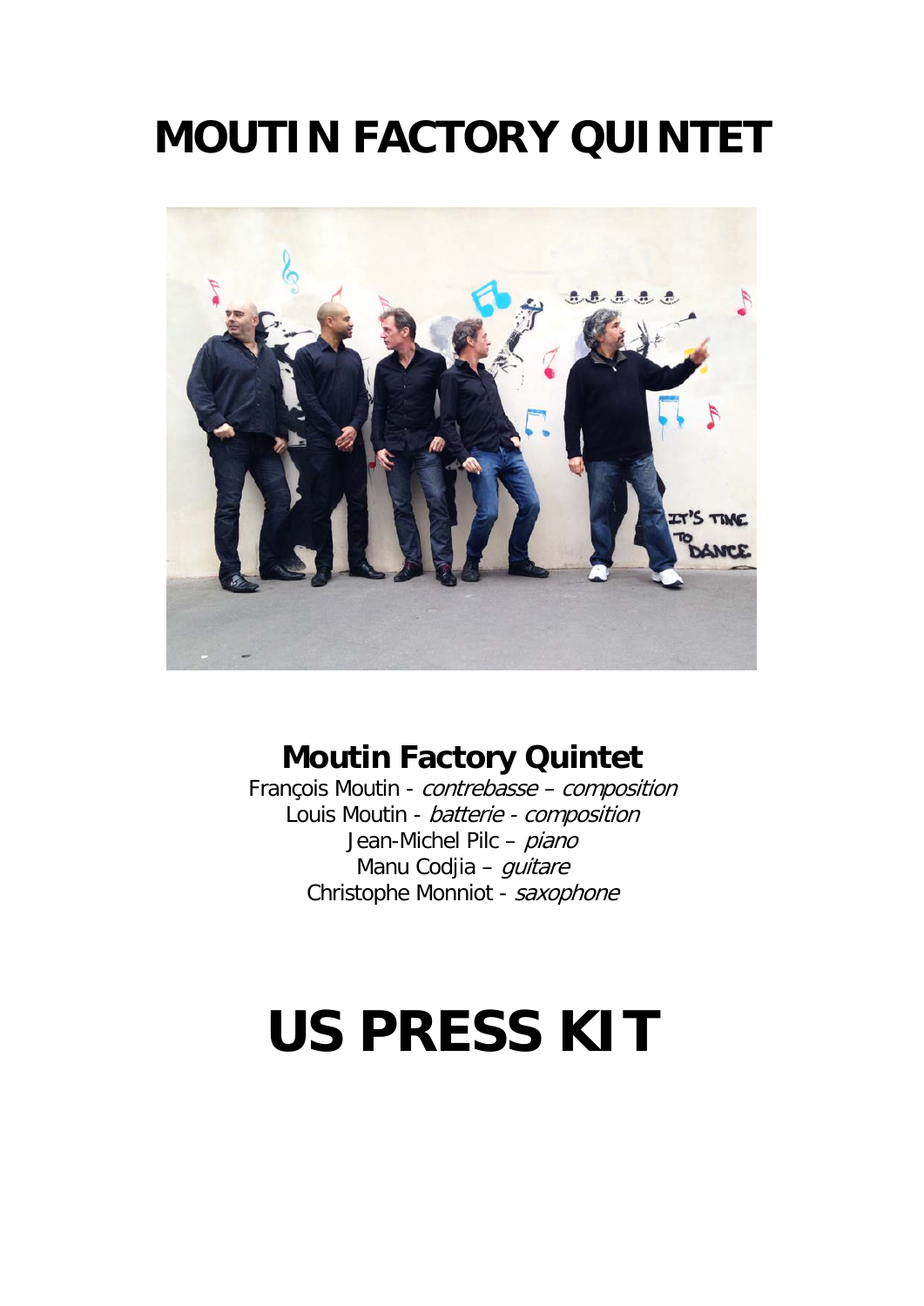# MOUTIN FACTORY QUINTET

## Moutin Factory Quintet

François Moutin - *contrebasse* – *composition*
Louis Moutin - *batterie* - *composition*
Jean-Michel Pilc – *piano*
Manu Codjia – *guitare*
Christophe Monniot - *saxophone*

# US PRESS KIT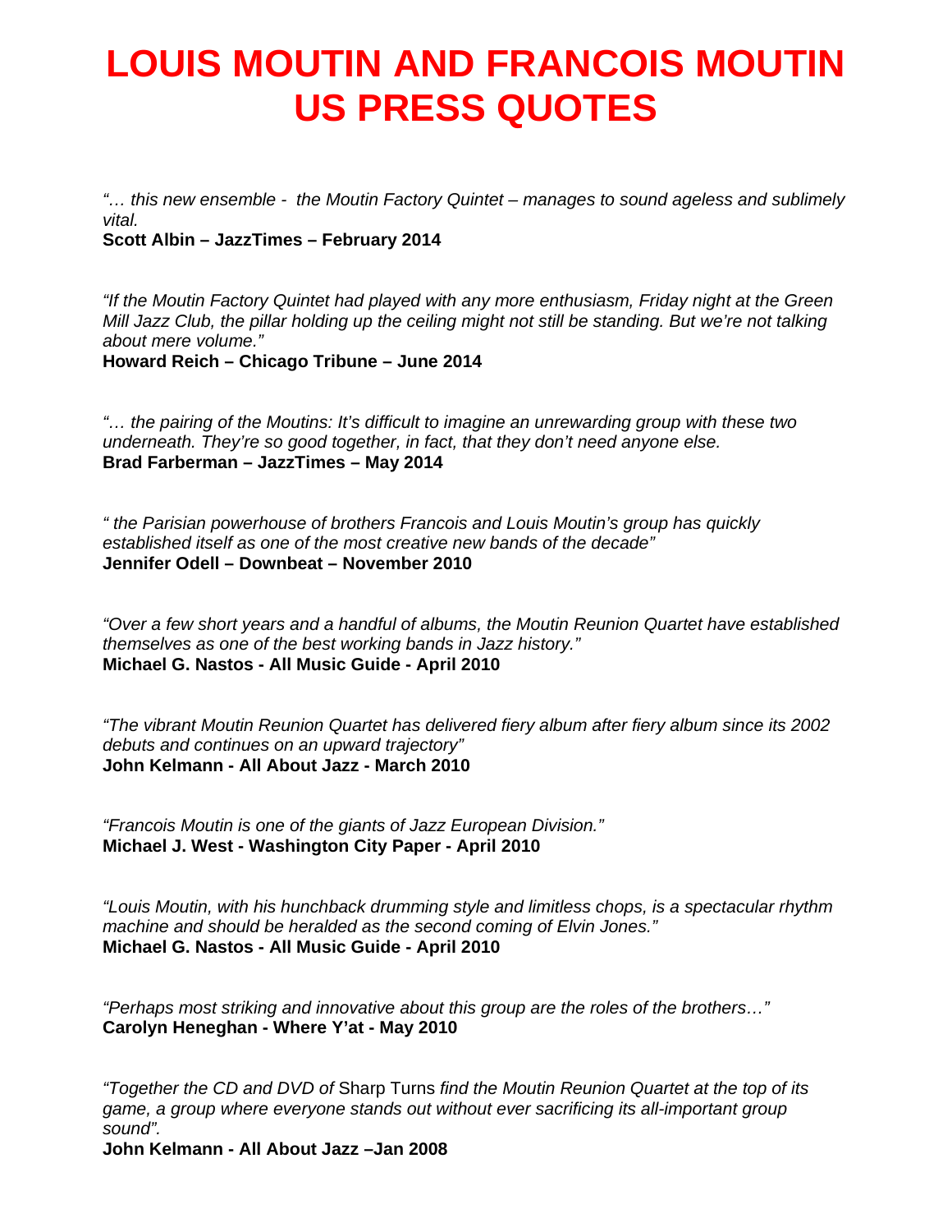# LOUIS MOUTIN AND FRANCOIS MOUTIN US PRESS QUOTES

*"… this new ensemble - the Moutin Factory Quintet – manages to sound ageless and sublimely vital.*
**Scott Albin – JazzTimes – February 2014**

*"If the Moutin Factory Quintet had played with any more enthusiasm, Friday night at the Green Mill Jazz Club, the pillar holding up the ceiling might not still be standing. But we're not talking about mere volume."*
**Howard Reich – Chicago Tribune – June 2014**

*"… the pairing of the Moutins: It's difficult to imagine an unrewarding group with these two underneath. They're so good together, in fact, that they don't need anyone else.*
**Brad Farberman – JazzTimes – May 2014**

*" the Parisian powerhouse of brothers Francois and Louis Moutin's group has quickly established itself as one of the most creative new bands of the decade"*
**Jennifer Odell – Downbeat – November 2010**

*"Over a few short years and a handful of albums, the Moutin Reunion Quartet have established themselves as one of the best working bands in Jazz history."*
**Michael G. Nastos - All Music Guide - April 2010**

*"The vibrant Moutin Reunion Quartet has delivered fiery album after fiery album since its 2002 debuts and continues on an upward trajectory"*
**John Kelmann - All About Jazz - March 2010**

*"Francois Moutin is one of the giants of Jazz European Division."*
**Michael J. West - Washington City Paper - April 2010**

*"Louis Moutin, with his hunchback drumming style and limitless chops, is a spectacular rhythm machine and should be heralded as the second coming of Elvin Jones."*
**Michael G. Nastos - All Music Guide - April 2010**

*"Perhaps most striking and innovative about this group are the roles of the brothers…"*
**Carolyn Heneghan - Where Y'at - May 2010**

*"Together the CD and DVD of* Sharp Turns *find the Moutin Reunion Quartet at the top of its game, a group where everyone stands out without ever sacrificing its all-important group sound".*
**John Kelmann - All About Jazz –Jan 2008**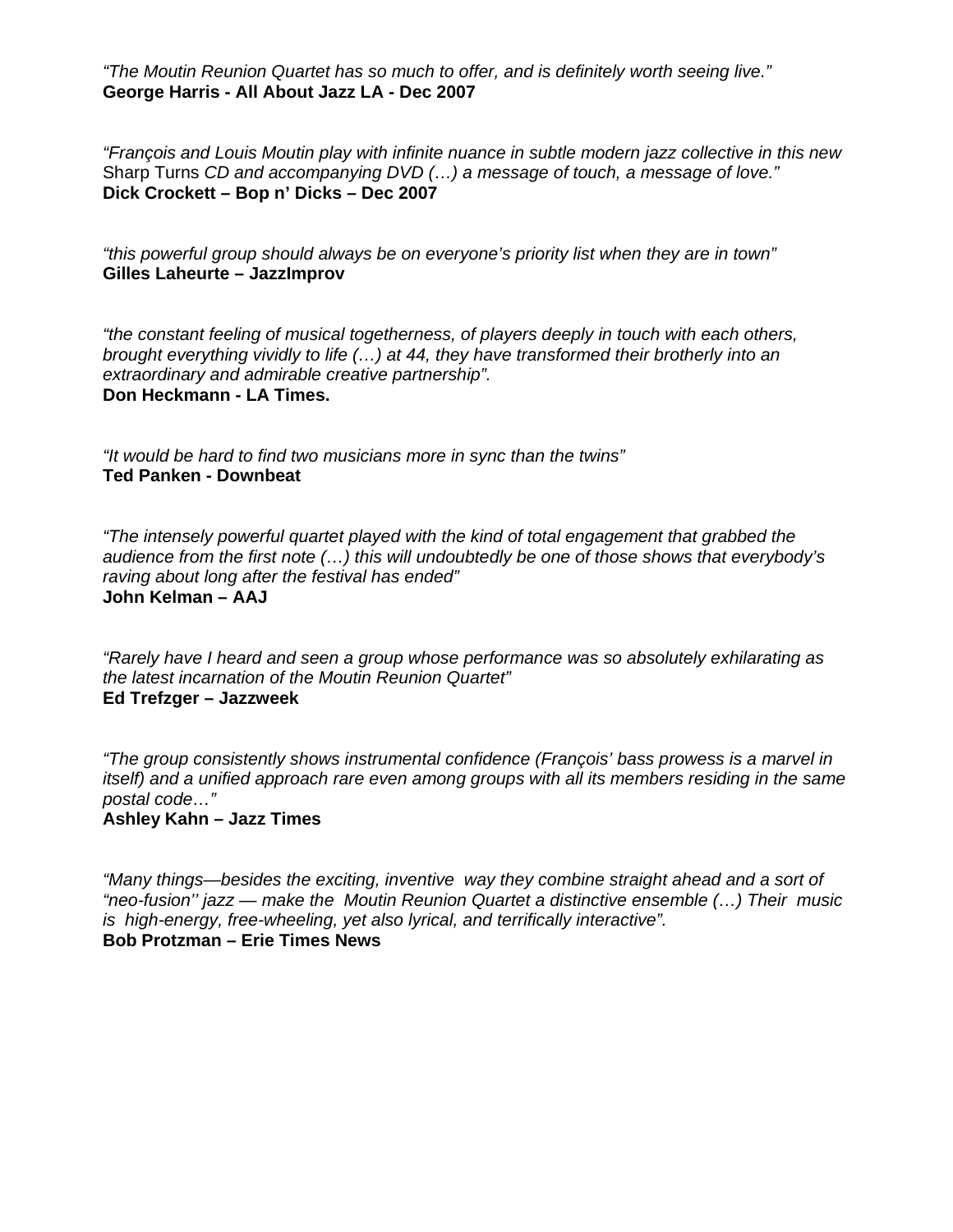*"The Moutin Reunion Quartet has so much to offer, and is definitely worth seeing live."*
**George Harris - All About Jazz LA - Dec 2007**

*"François and Louis Moutin play with infinite nuance in subtle modern jazz collective in this new* Sharp Turns *CD and accompanying DVD (…) a message of touch, a message of love."*
**Dick Crockett – Bop n' Dicks – Dec 2007**

*"this powerful group should always be on everyone's priority list when they are in town"*
**Gilles Laheurte – JazzImprov**

*"the constant feeling of musical togetherness, of players deeply in touch with each others, brought everything vividly to life (…) at 44, they have transformed their brotherly into an extraordinary and admirable creative partnership".*
**Don Heckmann - LA Times.**

*"It would be hard to find two musicians more in sync than the twins"*
**Ted Panken - Downbeat**

*"The intensely powerful quartet played with the kind of total engagement that grabbed the audience from the first note (…) this will undoubtedly be one of those shows that everybody's raving about long after the festival has ended"*
**John Kelman – AAJ**

*"Rarely have I heard and seen a group whose performance was so absolutely exhilarating as the latest incarnation of the Moutin Reunion Quartet"*
**Ed Trefzger – Jazzweek**

*"The group consistently shows instrumental confidence (François' bass prowess is a marvel in itself) and a unified approach rare even among groups with all its members residing in the same postal code…"*
**Ashley Kahn – Jazz Times**

*"Many things—besides the exciting, inventive way they combine straight ahead and a sort of "neo-fusion'' jazz — make the Moutin Reunion Quartet a distinctive ensemble (…) Their music is high-energy, free-wheeling, yet also lyrical, and terrifically interactive".*
**Bob Protzman – Erie Times News**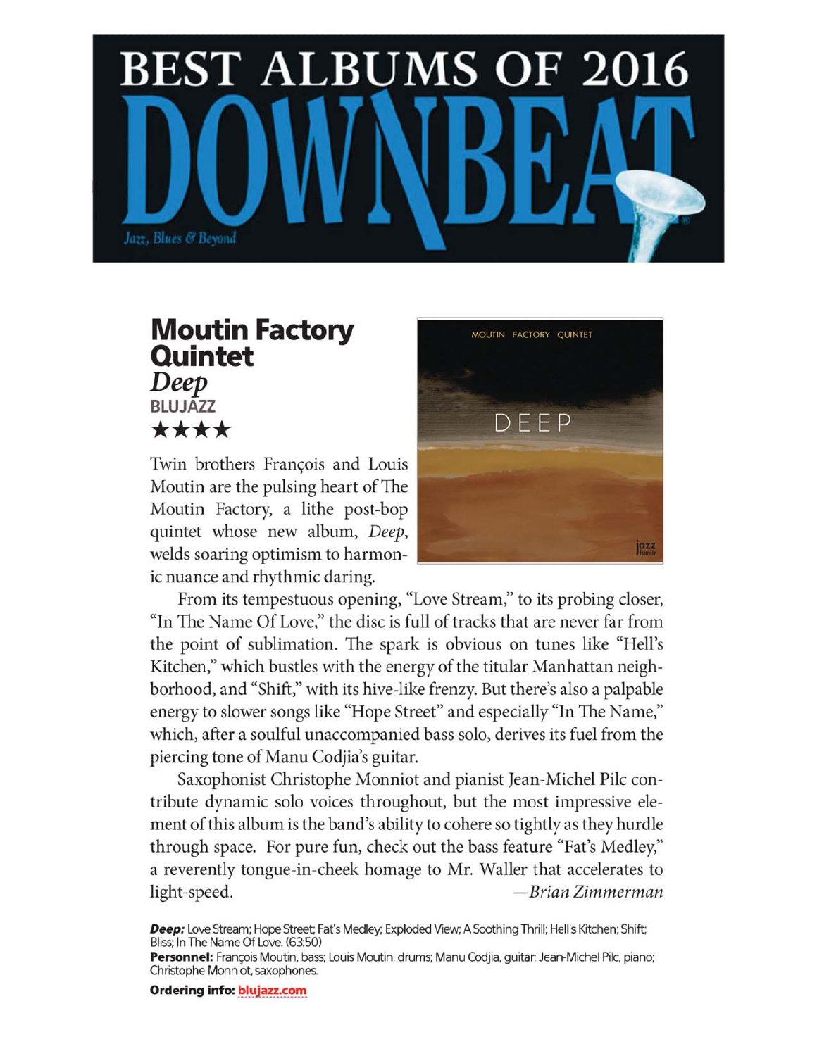# BEST ALBUMS OF 2016

# DOWNBEAT

Jazz, Blues & Beyond

## Moutin Factory Quintet

### *Deep*

**BLUJAZZ**

★★★★

Twin brothers François and Louis Moutin are the pulsing heart of The Moutin Factory, a lithe post-bop quintet whose new album, *Deep*, welds soaring optimism to harmonic nuance and rhythmic daring.

From its tempestuous opening, "Love Stream," to its probing closer, "In The Name Of Love," the disc is full of tracks that are never far from the point of sublimation. The spark is obvious on tunes like "Hell's Kitchen," which bustles with the energy of the titular Manhattan neighborhood, and "Shift," with its hive-like frenzy. But there's also a palpable energy to slower songs like "Hope Street" and especially "In The Name," which, after a soulful unaccompanied bass solo, derives its fuel from the piercing tone of Manu Codjia's guitar.

Saxophonist Christophe Monniot and pianist Jean-Michel Pilc contribute dynamic solo voices throughout, but the most impressive element of this album is the band's ability to cohere so tightly as they hurdle through space. For pure fun, check out the bass feature "Fat's Medley," a reverently tongue-in-cheek homage to Mr. Waller that accelerates to light-speed. *—Brian Zimmerman*

***Deep:*** Love Stream; Hope Street; Fat's Medley; Exploded View; A Soothing Thrill; Hell's Kitchen; Shift; Bliss; In The Name Of Love. (63:50)

**Personnel:** François Moutin, bass; Louis Moutin, drums; Manu Codjia, guitar; Jean-Michel Pilc, piano; Christophe Monniot, saxophones.

**Ordering info:** blujazz.com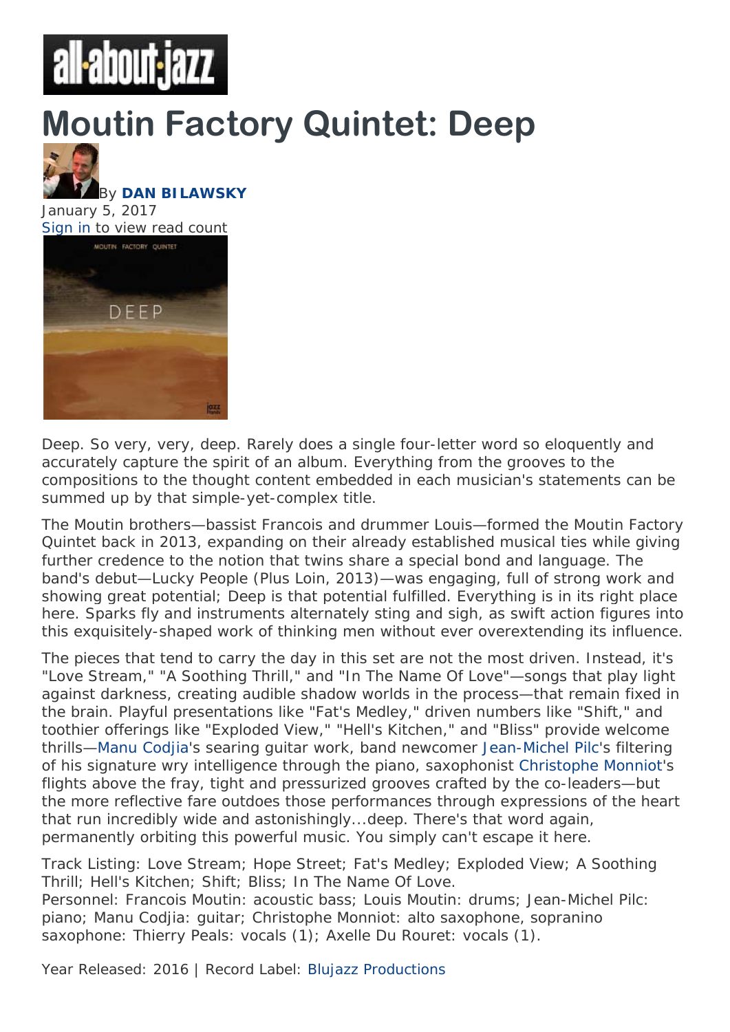# Moutin Factory Quintet: Deep

By **DAN BILAWSKY**

January 5, 2017

Sign in to view read count

Deep. So very, very, deep. Rarely does a single four-letter word so eloquently and accurately capture the spirit of an album. Everything from the grooves to the compositions to the thought content embedded in each musician's statements can be summed up by that simple-yet-complex title.

The Moutin brothers—bassist Francois and drummer Louis—formed the Moutin Factory Quintet back in 2013, expanding on their already established musical ties while giving further credence to the notion that twins share a special bond and language. The band's debut—Lucky People (Plus Loin, 2013)—was engaging, full of strong work and showing great potential; Deep is that potential fulfilled. Everything is in its right place here. Sparks fly and instruments alternately sting and sigh, as swift action figures into this exquisitely-shaped work of thinking men without ever overextending its influence.

The pieces that tend to carry the day in this set are not the most driven. Instead, it's "Love Stream," "A Soothing Thrill," and "In The Name Of Love"—songs that play light against darkness, creating audible shadow worlds in the process—that remain fixed in the brain. Playful presentations like "Fat's Medley," driven numbers like "Shift," and toothier offerings like "Exploded View," "Hell's Kitchen," and "Bliss" provide welcome thrills—Manu Codjia's searing guitar work, band newcomer Jean-Michel Pilc's filtering of his signature wry intelligence through the piano, saxophonist Christophe Monniot's flights above the fray, tight and pressurized grooves crafted by the co-leaders—but the more reflective fare outdoes those performances through expressions of the heart that run incredibly wide and astonishingly...deep. There's that word again, permanently orbiting this powerful music. You simply can't escape it here.

Track Listing: Love Stream; Hope Street; Fat's Medley; Exploded View; A Soothing Thrill; Hell's Kitchen; Shift; Bliss; In The Name Of Love.

Personnel: Francois Moutin: acoustic bass; Louis Moutin: drums; Jean-Michel Pilc: piano; Manu Codjia: guitar; Christophe Monniot: alto saxophone, sopranino saxophone: Thierry Peals: vocals (1); Axelle Du Rouret: vocals (1).

Year Released: 2016 | Record Label: Blujazz Productions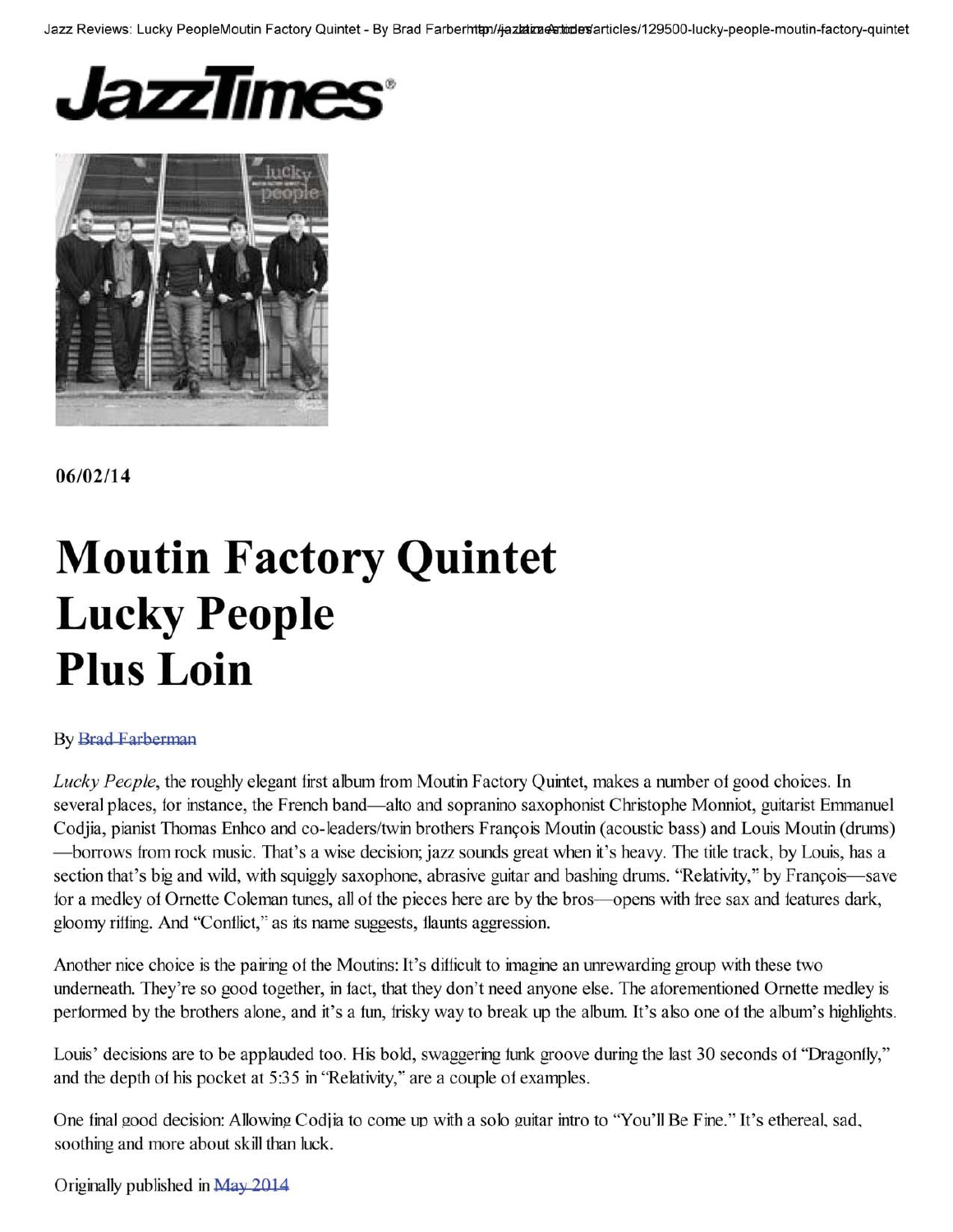# JazzTimes

06/02/14

# Moutin Factory Quintet
# Lucky People
# Plus Loin

By Brad Farberman

*Lucky People*, the roughly elegant first album from Moutin Factory Quintet, makes a number of good choices. In several places, for instance, the French band—alto and sopranino saxophonist Christophe Monniot, guitarist Emmanuel Codjia, pianist Thomas Enhco and co-leaders/twin brothers François Moutin (acoustic bass) and Louis Moutin (drums)—borrows from rock music. That's a wise decision; jazz sounds great when it's heavy. The title track, by Louis, has a section that's big and wild, with squiggly saxophone, abrasive guitar and bashing drums. "Relativity," by François—save for a medley of Ornette Coleman tunes, all of the pieces here are by the bros—opens with free sax and features dark, gloomy riffing. And "Conflict," as its name suggests, flaunts aggression.

Another nice choice is the pairing of the Moutins: It's difficult to imagine an unrewarding group with these two underneath. They're so good together, in fact, that they don't need anyone else. The aforementioned Ornette medley is performed by the brothers alone, and it's a fun, frisky way to break up the album. It's also one of the album's highlights.

Louis' decisions are to be applauded too. His bold, swaggering funk groove during the last 30 seconds of "Dragonfly," and the depth of his pocket at 5:35 in "Relativity," are a couple of examples.

One final good decision: Allowing Codjia to come up with a solo guitar intro to "You'll Be Fine." It's ethereal, sad, soothing and more about skill than luck.

Originally published in May 2014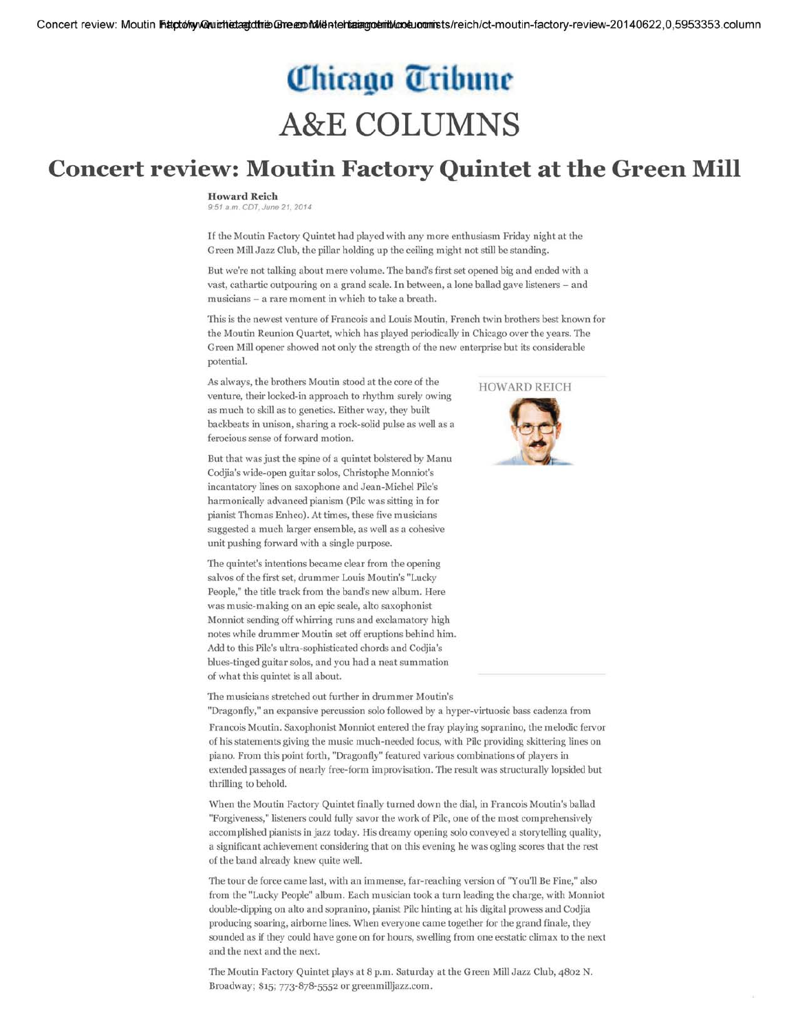# Chicago Tribune

# A&E COLUMNS

## Concert review: Moutin Factory Quintet at the Green Mill

**Howard Reich**
*9:51 a.m. CDT, June 21, 2014*

If the Moutin Factory Quintet had played with any more enthusiasm Friday night at the Green Mill Jazz Club, the pillar holding up the ceiling might not still be standing.

But we're not talking about mere volume. The band's first set opened big and ended with a vast, cathartic outpouring on a grand scale. In between, a lone ballad gave listeners – and musicians – a rare moment in which to take a breath.

This is the newest venture of Francois and Louis Moutin, French twin brothers best known for the Moutin Reunion Quartet, which has played periodically in Chicago over the years. The Green Mill opener showed not only the strength of the new enterprise but its considerable potential.

As always, the brothers Moutin stood at the core of the venture, their locked-in approach to rhythm surely owing as much to skill as to genetics. Either way, they built backbeats in unison, sharing a rock-solid pulse as well as a ferocious sense of forward motion.

But that was just the spine of a quintet bolstered by Manu Codjia's wide-open guitar solos, Christophe Monniot's incantatory lines on saxophone and Jean-Michel Pilc's harmonically advanced pianism (Pilc was sitting in for pianist Thomas Enhco). At times, these five musicians suggested a much larger ensemble, as well as a cohesive unit pushing forward with a single purpose.

The quintet's intentions became clear from the opening salvos of the first set, drummer Louis Moutin's "Lucky People," the title track from the band's new album. Here was music-making on an epic scale, alto saxophonist Monniot sending off whirring runs and exclamatory high notes while drummer Moutin set off eruptions behind him. Add to this Pilc's ultra-sophisticated chords and Codjia's blues-tinged guitar solos, and you had a neat summation of what this quintet is all about.

The musicians stretched out further in drummer Moutin's "Dragonfly," an expansive percussion solo followed by a hyper-virtuosic bass cadenza from Francois Moutin. Saxophonist Monniot entered the fray playing sopranino, the melodic fervor of his statements giving the music much-needed focus, with Pilc providing skittering lines on piano. From this point forth, "Dragonfly" featured various combinations of players in extended passages of nearly free-form improvisation. The result was structurally lopsided but thrilling to behold.

When the Moutin Factory Quintet finally turned down the dial, in Francois Moutin's ballad "Forgiveness," listeners could fully savor the work of Pilc, one of the most comprehensively accomplished pianists in jazz today. His dreamy opening solo conveyed a storytelling quality, a significant achievement considering that on this evening he was ogling scores that the rest of the band already knew quite well.

The tour de force came last, with an immense, far-reaching version of "You'll Be Fine," also from the "Lucky People" album. Each musician took a turn leading the charge, with Monniot double-dipping on alto and sopranino, pianist Pilc hinting at his digital prowess and Codjia producing soaring, airborne lines. When everyone came together for the grand finale, they sounded as if they could have gone on for hours, swelling from one eestatic climax to the next and the next and the next.

The Moutin Factory Quintet plays at 8 p.m. Saturday at the Green Mill Jazz Club, 4802 N. Broadway; $15; 773-878-5552 or greenmilljazz.com.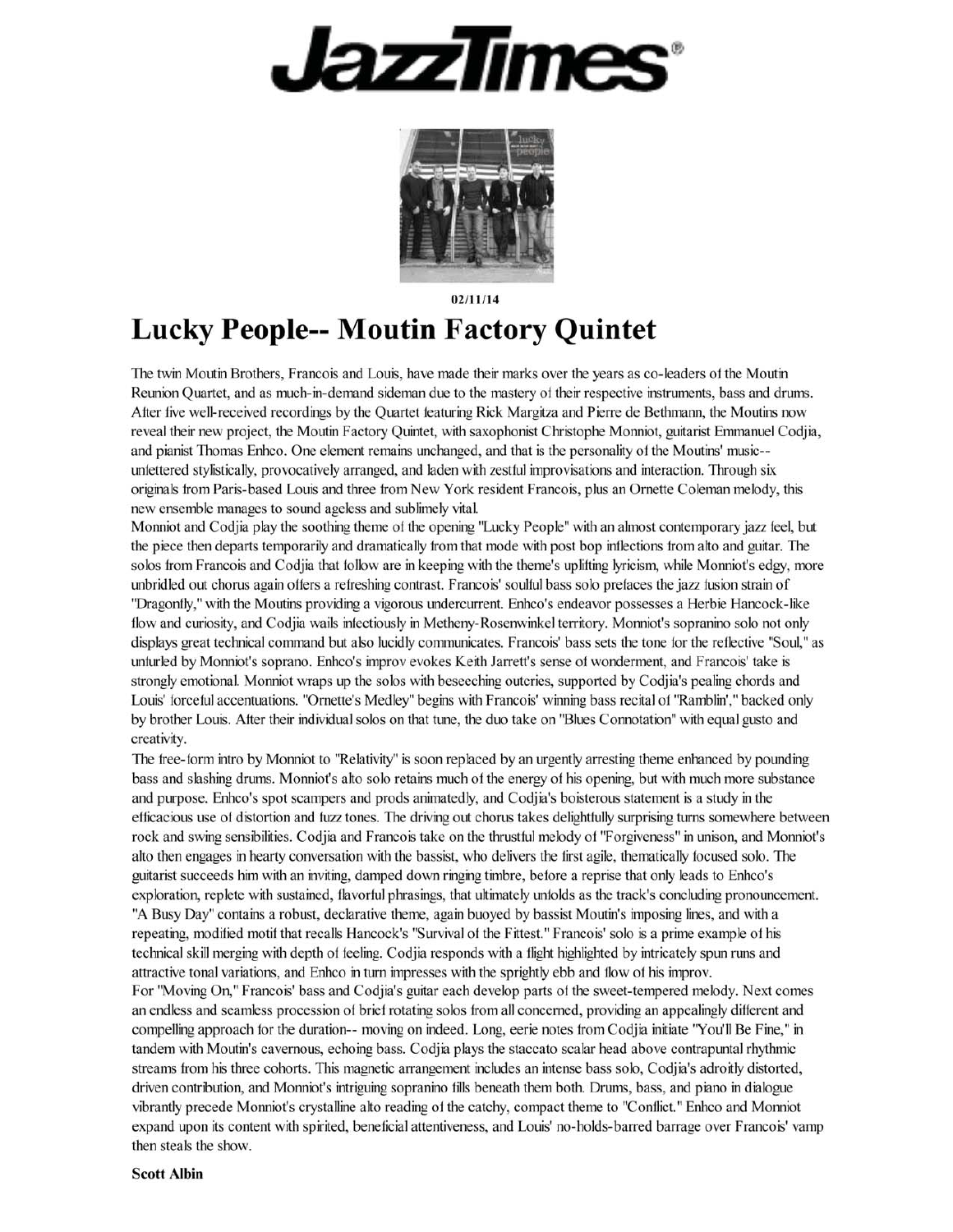# JazzTimes

02/11/14

# Lucky People-- Moutin Factory Quintet

The twin Moutin Brothers, Francois and Louis, have made their marks over the years as co-leaders of the Moutin Reunion Quartet, and as much-in-demand sideman due to the mastery of their respective instruments, bass and drums. After five well-received recordings by the Quartet featuring Rick Margitza and Pierre de Bethmann, the Moutins now reveal their new project, the Moutin Factory Quintet, with saxophonist Christophe Monniot, guitarist Emmanuel Codjia, and pianist Thomas Enhco. One element remains unchanged, and that is the personality of the Moutins' music-- unfettered stylistically, provocatively arranged, and laden with zestful improvisations and interaction. Through six originals from Paris-based Louis and three from New York resident Francois, plus an Ornette Coleman melody, this new ensemble manages to sound ageless and sublimely vital.

Monniot and Codjia play the soothing theme of the opening "Lucky People" with an almost contemporary jazz feel, but the piece then departs temporarily and dramatically from that mode with post bop inflections from alto and guitar. The solos from Francois and Codjia that follow are in keeping with the theme's uplifting lyricism, while Monniot's edgy, more unbridled out chorus again offers a refreshing contrast. Francois' soulful bass solo prefaces the jazz fusion strain of "Dragonfly," with the Moutins providing a vigorous undercurrent. Enhco's endeavor possesses a Herbie Hancock-like flow and curiosity, and Codjia wails infectiously in Metheny-Rosenwinkel territory. Monniot's sopranino solo not only displays great technical command but also lucidly communicates. Francois' bass sets the tone for the reflective "Soul," as unfurled by Monniot's soprano. Enhco's improv evokes Keith Jarrett's sense of wonderment, and Francois' take is strongly emotional. Monniot wraps up the solos with beseeching outcries, supported by Codjia's pealing chords and Louis' forceful accentuations. "Ornette's Medley" begins with Francois' winning bass recital of "Ramblin'," backed only by brother Louis. After their individual solos on that tune, the duo take on "Blues Connotation" with equal gusto and creativity.

The free-form intro by Monniot to "Relativity" is soon replaced by an urgently arresting theme enhanced by pounding bass and slashing drums. Monniot's alto solo retains much of the energy of his opening, but with much more substance and purpose. Enhco's spot scampers and prods animatedly, and Codjia's boisterous statement is a study in the efficacious use of distortion and fuzz tones. The driving out chorus takes delightfully surprising turns somewhere between rock and swing sensibilities. Codjia and Francois take on the thrustful melody of "Forgiveness" in unison, and Monniot's alto then engages in hearty conversation with the bassist, who delivers the first agile, thematically focused solo. The guitarist succeeds him with an inviting, damped down ringing timbre, before a reprise that only leads to Enhco's exploration, replete with sustained, flavorful phrasings, that ultimately unfolds as the track's concluding pronouncement. "A Busy Day" contains a robust, declarative theme, again buoyed by bassist Moutin's imposing lines, and with a repeating, modified motif that recalls Hancock's "Survival of the Fittest." Francois' solo is a prime example of his technical skill merging with depth of feeling. Codjia responds with a flight highlighted by intricately spun runs and attractive tonal variations, and Enhco in turn impresses with the sprightly ebb and flow of his improv.

For "Moving On," Francois' bass and Codjia's guitar each develop parts of the sweet-tempered melody. Next comes an endless and seamless procession of brief rotating solos from all concerned, providing an appealingly different and compelling approach for the duration-- moving on indeed. Long, eerie notes from Codjia initiate "You'll Be Fine," in tandem with Moutin's cavernous, echoing bass. Codjia plays the staccato scalar head above contrapuntal rhythmic streams from his three cohorts. This magnetic arrangement includes an intense bass solo, Codjia's adroitly distorted, driven contribution, and Monniot's intriguing sopranino fills beneath them both. Drums, bass, and piano in dialogue vibrantly precede Monniot's crystalline alto reading of the catchy, compact theme to "Conflict." Enhco and Monniot expand upon its content with spirited, beneficial attentiveness, and Louis' no-holds-barred barrage over Francois' vamp then steals the show.

**Scott Albin**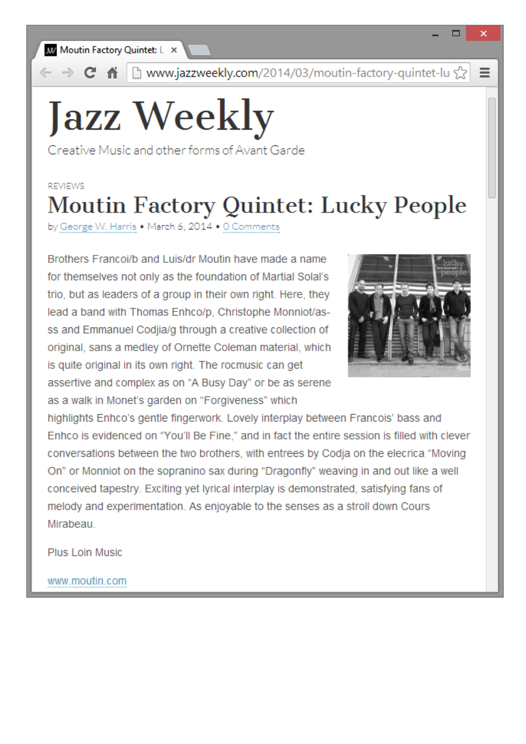# Jazz Weekly

Creative Music and other forms of Avant Garde

REVIEWS

## Moutin Factory Quintet: Lucky People

by George W. Harris • March 6, 2014 • 0 Comments

Brothers Francoi/b and Luis/dr Moutin have made a name for themselves not only as the foundation of Martial Solal's trio, but as leaders of a group in their own right. Here, they lead a band with Thomas Enhco/p, Christophe Monniot/as-ss and Emmanuel Codjia/g through a creative collection of original, sans a medley of Ornette Coleman material, which is quite original in its own right. The rocmusic can get assertive and complex as on "A Busy Day" or be as serene as a walk in Monet's garden on "Forgiveness" which highlights Enhco's gentle fingerwork. Lovely interplay between Francois' bass and Enhco is evidenced on "You'll Be Fine," and in fact the entire session is filled with clever conversations between the two brothers, with entrees by Codja on the elecrica "Moving On" or Monniot on the sopranino sax during "Dragonfly" weaving in and out like a well conceived tapestry. Exciting yet lyrical interplay is demonstrated, satisfying fans of melody and experimentation. As enjoyable to the senses as a stroll down Cours Mirabeau.

Plus Loin Music

www.moutin.com